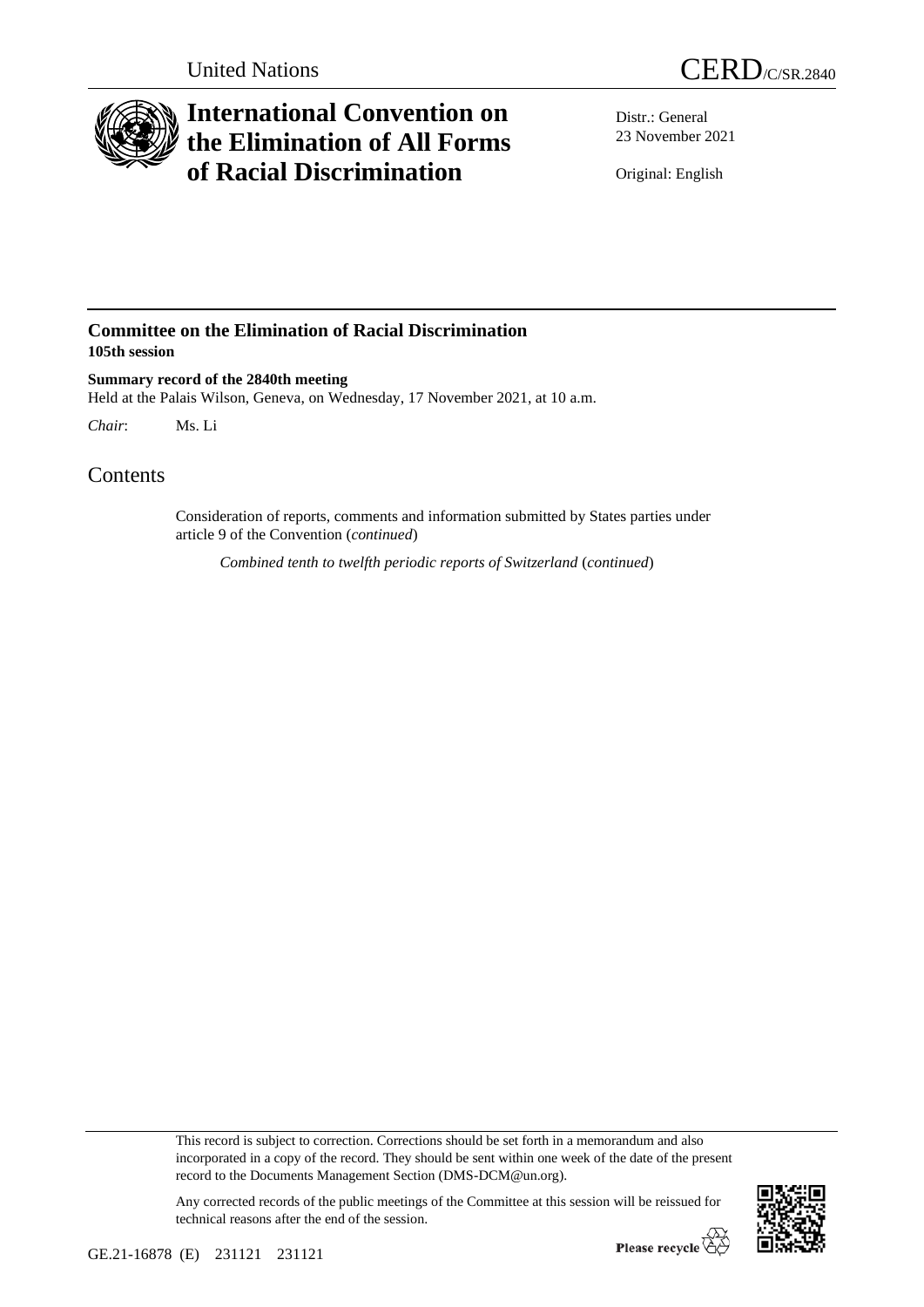United Nations

CERD/C/SR.2840

# International Convention on the Elimination of All Forms of Racial Discrimination

Distr.: General
23 November 2021

Original: English

## Committee on the Elimination of Racial Discrimination
**105th session**

**Summary record of the 2840th meeting**
Held at the Palais Wilson, Geneva, on Wednesday, 17 November 2021, at 10 a.m.

*Chair*: Ms. Li

# Contents

Consideration of reports, comments and information submitted by States parties under article 9 of the Convention (*continued*)

*Combined tenth to twelfth periodic reports of Switzerland* (*continued*)

This record is subject to correction. Corrections should be set forth in a memorandum and also incorporated in a copy of the record. They should be sent within one week of the date of the present record to the Documents Management Section (DMS-DCM@un.org).

Any corrected records of the public meetings of the Committee at this session will be reissued for technical reasons after the end of the session.

GE.21-16878 (E) 231121 231121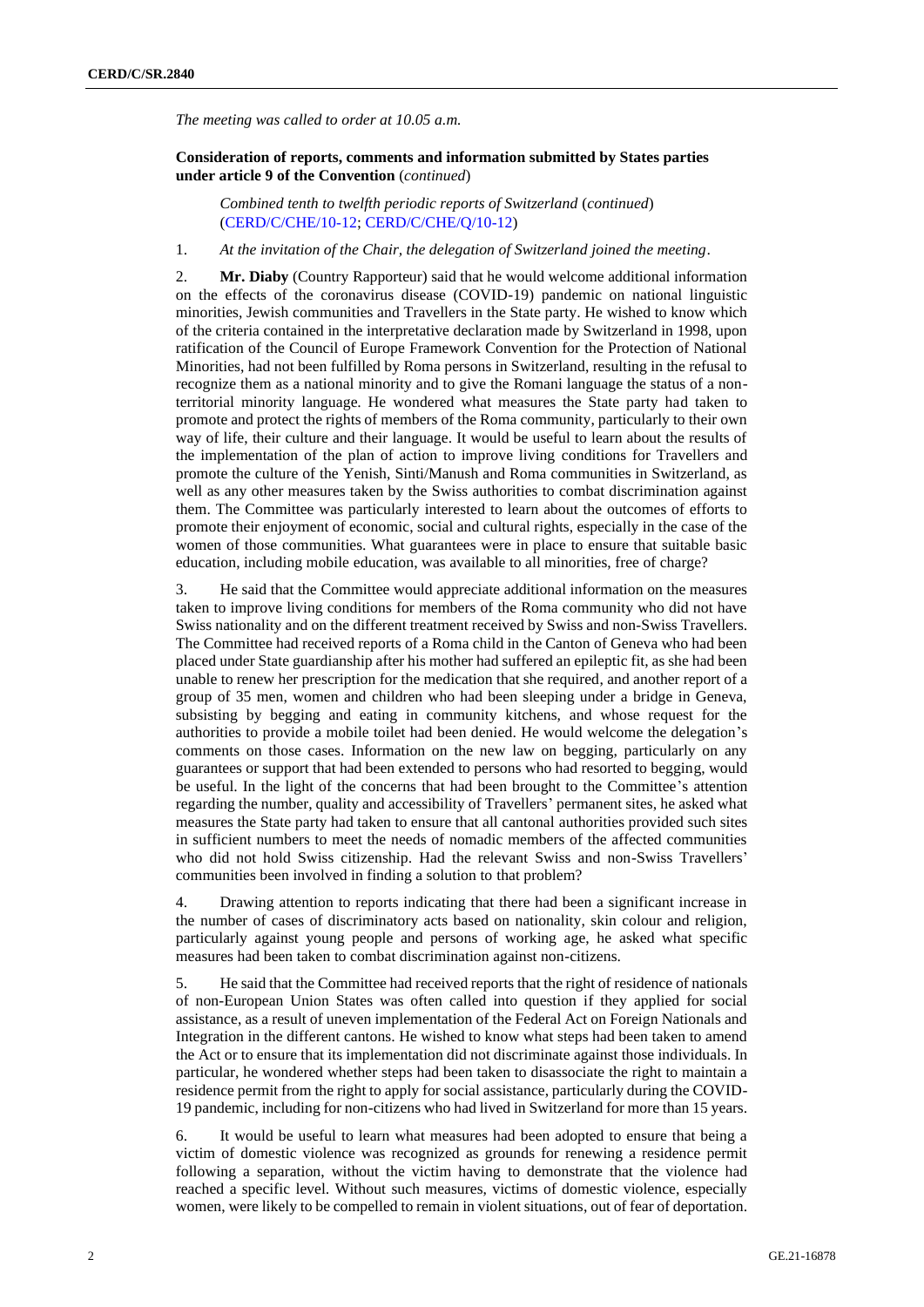*The meeting was called to order at 10.05 a.m.*

**Consideration of reports, comments and information submitted by States parties under article 9 of the Convention** (*continued*)

*Combined tenth to twelfth periodic reports of Switzerland* (*continued*) (CERD/C/CHE/10-12; CERD/C/CHE/Q/10-12)

1. *At the invitation of the Chair, the delegation of Switzerland joined the meeting*.

2. **Mr. Diaby** (Country Rapporteur) said that he would welcome additional information on the effects of the coronavirus disease (COVID-19) pandemic on national linguistic minorities, Jewish communities and Travellers in the State party. He wished to know which of the criteria contained in the interpretative declaration made by Switzerland in 1998, upon ratification of the Council of Europe Framework Convention for the Protection of National Minorities, had not been fulfilled by Roma persons in Switzerland, resulting in the refusal to recognize them as a national minority and to give the Romani language the status of a non-territorial minority language. He wondered what measures the State party had taken to promote and protect the rights of members of the Roma community, particularly to their own way of life, their culture and their language. It would be useful to learn about the results of the implementation of the plan of action to improve living conditions for Travellers and promote the culture of the Yenish, Sinti/Manush and Roma communities in Switzerland, as well as any other measures taken by the Swiss authorities to combat discrimination against them. The Committee was particularly interested to learn about the outcomes of efforts to promote their enjoyment of economic, social and cultural rights, especially in the case of the women of those communities. What guarantees were in place to ensure that suitable basic education, including mobile education, was available to all minorities, free of charge?

3. He said that the Committee would appreciate additional information on the measures taken to improve living conditions for members of the Roma community who did not have Swiss nationality and on the different treatment received by Swiss and non-Swiss Travellers. The Committee had received reports of a Roma child in the Canton of Geneva who had been placed under State guardianship after his mother had suffered an epileptic fit, as she had been unable to renew her prescription for the medication that she required, and another report of a group of 35 men, women and children who had been sleeping under a bridge in Geneva, subsisting by begging and eating in community kitchens, and whose request for the authorities to provide a mobile toilet had been denied. He would welcome the delegation's comments on those cases. Information on the new law on begging, particularly on any guarantees or support that had been extended to persons who had resorted to begging, would be useful. In the light of the concerns that had been brought to the Committee's attention regarding the number, quality and accessibility of Travellers' permanent sites, he asked what measures the State party had taken to ensure that all cantonal authorities provided such sites in sufficient numbers to meet the needs of nomadic members of the affected communities who did not hold Swiss citizenship. Had the relevant Swiss and non-Swiss Travellers' communities been involved in finding a solution to that problem?

4. Drawing attention to reports indicating that there had been a significant increase in the number of cases of discriminatory acts based on nationality, skin colour and religion, particularly against young people and persons of working age, he asked what specific measures had been taken to combat discrimination against non-citizens.

5. He said that the Committee had received reports that the right of residence of nationals of non-European Union States was often called into question if they applied for social assistance, as a result of uneven implementation of the Federal Act on Foreign Nationals and Integration in the different cantons. He wished to know what steps had been taken to amend the Act or to ensure that its implementation did not discriminate against those individuals. In particular, he wondered whether steps had been taken to disassociate the right to maintain a residence permit from the right to apply for social assistance, particularly during the COVID-19 pandemic, including for non-citizens who had lived in Switzerland for more than 15 years.

6. It would be useful to learn what measures had been adopted to ensure that being a victim of domestic violence was recognized as grounds for renewing a residence permit following a separation, without the victim having to demonstrate that the violence had reached a specific level. Without such measures, victims of domestic violence, especially women, were likely to be compelled to remain in violent situations, out of fear of deportation.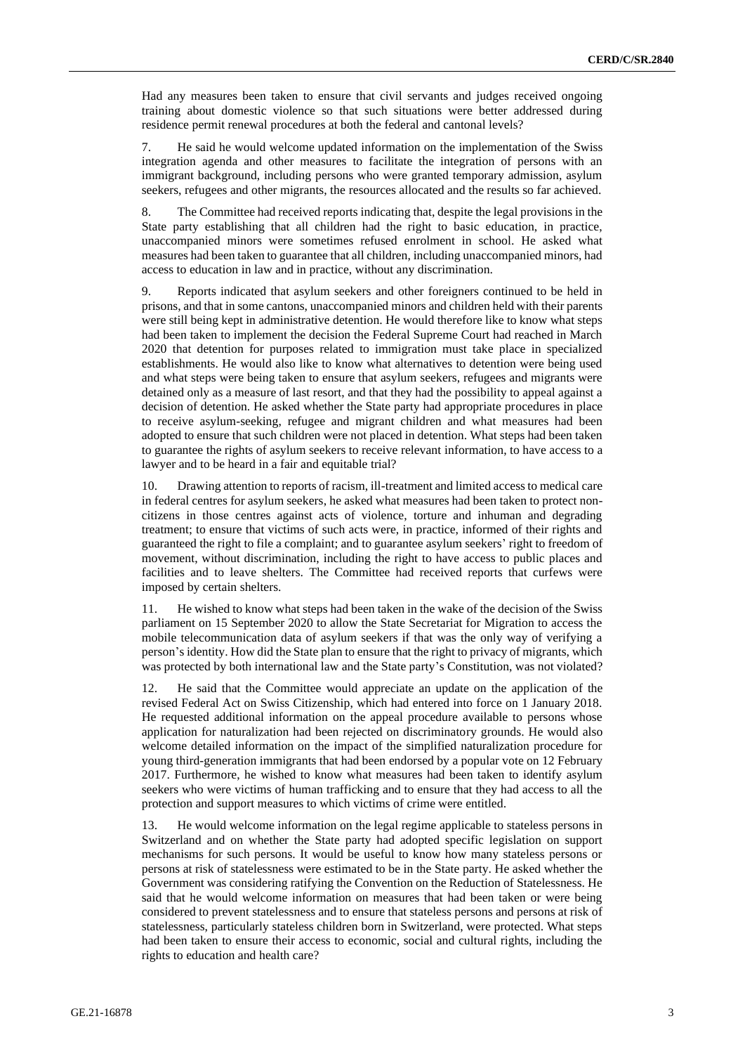Had any measures been taken to ensure that civil servants and judges received ongoing training about domestic violence so that such situations were better addressed during residence permit renewal procedures at both the federal and cantonal levels?

7. He said he would welcome updated information on the implementation of the Swiss integration agenda and other measures to facilitate the integration of persons with an immigrant background, including persons who were granted temporary admission, asylum seekers, refugees and other migrants, the resources allocated and the results so far achieved.

8. The Committee had received reports indicating that, despite the legal provisions in the State party establishing that all children had the right to basic education, in practice, unaccompanied minors were sometimes refused enrolment in school. He asked what measures had been taken to guarantee that all children, including unaccompanied minors, had access to education in law and in practice, without any discrimination.

9. Reports indicated that asylum seekers and other foreigners continued to be held in prisons, and that in some cantons, unaccompanied minors and children held with their parents were still being kept in administrative detention. He would therefore like to know what steps had been taken to implement the decision the Federal Supreme Court had reached in March 2020 that detention for purposes related to immigration must take place in specialized establishments. He would also like to know what alternatives to detention were being used and what steps were being taken to ensure that asylum seekers, refugees and migrants were detained only as a measure of last resort, and that they had the possibility to appeal against a decision of detention. He asked whether the State party had appropriate procedures in place to receive asylum-seeking, refugee and migrant children and what measures had been adopted to ensure that such children were not placed in detention. What steps had been taken to guarantee the rights of asylum seekers to receive relevant information, to have access to a lawyer and to be heard in a fair and equitable trial?

10. Drawing attention to reports of racism, ill-treatment and limited access to medical care in federal centres for asylum seekers, he asked what measures had been taken to protect non-citizens in those centres against acts of violence, torture and inhuman and degrading treatment; to ensure that victims of such acts were, in practice, informed of their rights and guaranteed the right to file a complaint; and to guarantee asylum seekers' right to freedom of movement, without discrimination, including the right to have access to public places and facilities and to leave shelters. The Committee had received reports that curfews were imposed by certain shelters.

11. He wished to know what steps had been taken in the wake of the decision of the Swiss parliament on 15 September 2020 to allow the State Secretariat for Migration to access the mobile telecommunication data of asylum seekers if that was the only way of verifying a person's identity. How did the State plan to ensure that the right to privacy of migrants, which was protected by both international law and the State party's Constitution, was not violated?

12. He said that the Committee would appreciate an update on the application of the revised Federal Act on Swiss Citizenship, which had entered into force on 1 January 2018. He requested additional information on the appeal procedure available to persons whose application for naturalization had been rejected on discriminatory grounds. He would also welcome detailed information on the impact of the simplified naturalization procedure for young third-generation immigrants that had been endorsed by a popular vote on 12 February 2017. Furthermore, he wished to know what measures had been taken to identify asylum seekers who were victims of human trafficking and to ensure that they had access to all the protection and support measures to which victims of crime were entitled.

13. He would welcome information on the legal regime applicable to stateless persons in Switzerland and on whether the State party had adopted specific legislation on support mechanisms for such persons. It would be useful to know how many stateless persons or persons at risk of statelessness were estimated to be in the State party. He asked whether the Government was considering ratifying the Convention on the Reduction of Statelessness. He said that he would welcome information on measures that had been taken or were being considered to prevent statelessness and to ensure that stateless persons and persons at risk of statelessness, particularly stateless children born in Switzerland, were protected. What steps had been taken to ensure their access to economic, social and cultural rights, including the rights to education and health care?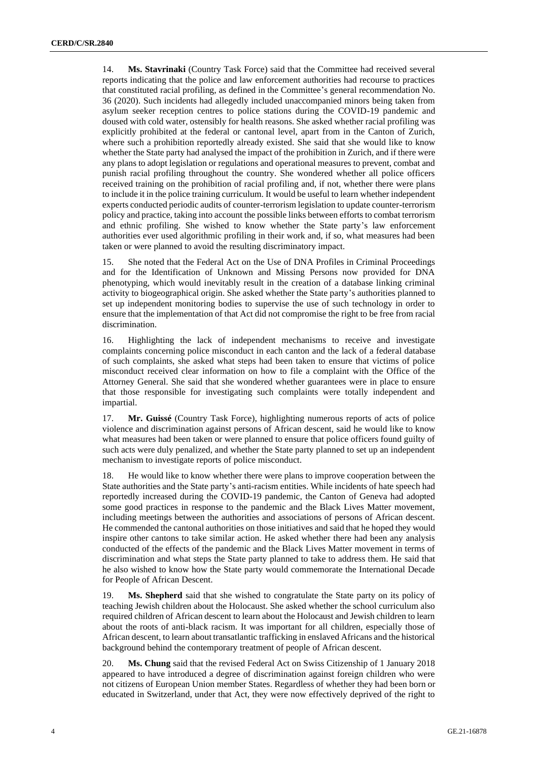14. **Ms. Stavrinaki** (Country Task Force) said that the Committee had received several reports indicating that the police and law enforcement authorities had recourse to practices that constituted racial profiling, as defined in the Committee's general recommendation No. 36 (2020). Such incidents had allegedly included unaccompanied minors being taken from asylum seeker reception centres to police stations during the COVID-19 pandemic and doused with cold water, ostensibly for health reasons. She asked whether racial profiling was explicitly prohibited at the federal or cantonal level, apart from in the Canton of Zurich, where such a prohibition reportedly already existed. She said that she would like to know whether the State party had analysed the impact of the prohibition in Zurich, and if there were any plans to adopt legislation or regulations and operational measures to prevent, combat and punish racial profiling throughout the country. She wondered whether all police officers received training on the prohibition of racial profiling and, if not, whether there were plans to include it in the police training curriculum. It would be useful to learn whether independent experts conducted periodic audits of counter-terrorism legislation to update counter-terrorism policy and practice, taking into account the possible links between efforts to combat terrorism and ethnic profiling. She wished to know whether the State party's law enforcement authorities ever used algorithmic profiling in their work and, if so, what measures had been taken or were planned to avoid the resulting discriminatory impact.

15. She noted that the Federal Act on the Use of DNA Profiles in Criminal Proceedings and for the Identification of Unknown and Missing Persons now provided for DNA phenotyping, which would inevitably result in the creation of a database linking criminal activity to biogeographical origin. She asked whether the State party's authorities planned to set up independent monitoring bodies to supervise the use of such technology in order to ensure that the implementation of that Act did not compromise the right to be free from racial discrimination.

16. Highlighting the lack of independent mechanisms to receive and investigate complaints concerning police misconduct in each canton and the lack of a federal database of such complaints, she asked what steps had been taken to ensure that victims of police misconduct received clear information on how to file a complaint with the Office of the Attorney General. She said that she wondered whether guarantees were in place to ensure that those responsible for investigating such complaints were totally independent and impartial.

17. **Mr. Guissé** (Country Task Force), highlighting numerous reports of acts of police violence and discrimination against persons of African descent, said he would like to know what measures had been taken or were planned to ensure that police officers found guilty of such acts were duly penalized, and whether the State party planned to set up an independent mechanism to investigate reports of police misconduct.

18. He would like to know whether there were plans to improve cooperation between the State authorities and the State party's anti-racism entities. While incidents of hate speech had reportedly increased during the COVID-19 pandemic, the Canton of Geneva had adopted some good practices in response to the pandemic and the Black Lives Matter movement, including meetings between the authorities and associations of persons of African descent. He commended the cantonal authorities on those initiatives and said that he hoped they would inspire other cantons to take similar action. He asked whether there had been any analysis conducted of the effects of the pandemic and the Black Lives Matter movement in terms of discrimination and what steps the State party planned to take to address them. He said that he also wished to know how the State party would commemorate the International Decade for People of African Descent.

19. **Ms. Shepherd** said that she wished to congratulate the State party on its policy of teaching Jewish children about the Holocaust. She asked whether the school curriculum also required children of African descent to learn about the Holocaust and Jewish children to learn about the roots of anti-black racism. It was important for all children, especially those of African descent, to learn about transatlantic trafficking in enslaved Africans and the historical background behind the contemporary treatment of people of African descent.

20. **Ms. Chung** said that the revised Federal Act on Swiss Citizenship of 1 January 2018 appeared to have introduced a degree of discrimination against foreign children who were not citizens of European Union member States. Regardless of whether they had been born or educated in Switzerland, under that Act, they were now effectively deprived of the right to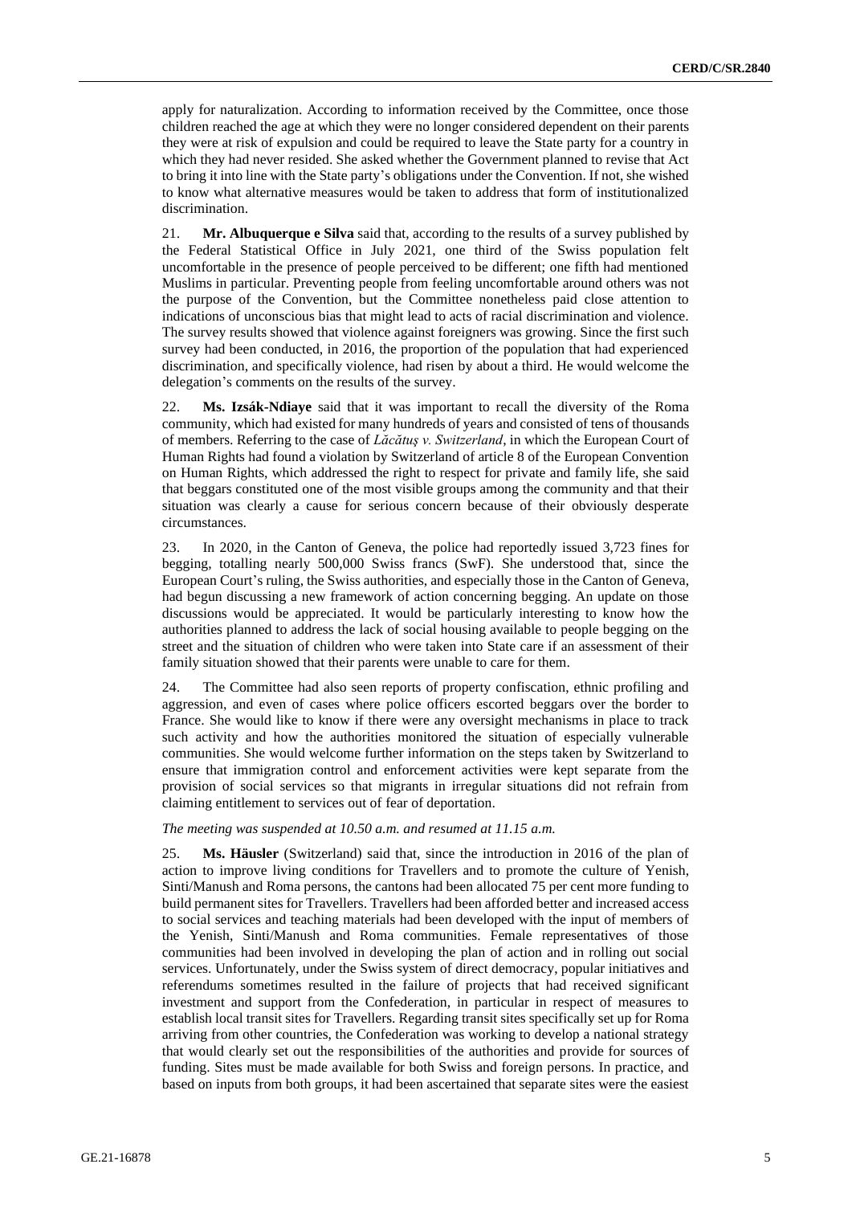apply for naturalization. According to information received by the Committee, once those children reached the age at which they were no longer considered dependent on their parents they were at risk of expulsion and could be required to leave the State party for a country in which they had never resided. She asked whether the Government planned to revise that Act to bring it into line with the State party's obligations under the Convention. If not, she wished to know what alternative measures would be taken to address that form of institutionalized discrimination.

21. **Mr. Albuquerque e Silva** said that, according to the results of a survey published by the Federal Statistical Office in July 2021, one third of the Swiss population felt uncomfortable in the presence of people perceived to be different; one fifth had mentioned Muslims in particular. Preventing people from feeling uncomfortable around others was not the purpose of the Convention, but the Committee nonetheless paid close attention to indications of unconscious bias that might lead to acts of racial discrimination and violence. The survey results showed that violence against foreigners was growing. Since the first such survey had been conducted, in 2016, the proportion of the population that had experienced discrimination, and specifically violence, had risen by about a third. He would welcome the delegation's comments on the results of the survey.

22. **Ms. Izsák-Ndiaye** said that it was important to recall the diversity of the Roma community, which had existed for many hundreds of years and consisted of tens of thousands of members. Referring to the case of *Lăcătuş v. Switzerland*, in which the European Court of Human Rights had found a violation by Switzerland of article 8 of the European Convention on Human Rights, which addressed the right to respect for private and family life, she said that beggars constituted one of the most visible groups among the community and that their situation was clearly a cause for serious concern because of their obviously desperate circumstances.

23. In 2020, in the Canton of Geneva, the police had reportedly issued 3,723 fines for begging, totalling nearly 500,000 Swiss francs (SwF). She understood that, since the European Court's ruling, the Swiss authorities, and especially those in the Canton of Geneva, had begun discussing a new framework of action concerning begging. An update on those discussions would be appreciated. It would be particularly interesting to know how the authorities planned to address the lack of social housing available to people begging on the street and the situation of children who were taken into State care if an assessment of their family situation showed that their parents were unable to care for them.

24. The Committee had also seen reports of property confiscation, ethnic profiling and aggression, and even of cases where police officers escorted beggars over the border to France. She would like to know if there were any oversight mechanisms in place to track such activity and how the authorities monitored the situation of especially vulnerable communities. She would welcome further information on the steps taken by Switzerland to ensure that immigration control and enforcement activities were kept separate from the provision of social services so that migrants in irregular situations did not refrain from claiming entitlement to services out of fear of deportation.

*The meeting was suspended at 10.50 a.m. and resumed at 11.15 a.m.*

25. **Ms. Häusler** (Switzerland) said that, since the introduction in 2016 of the plan of action to improve living conditions for Travellers and to promote the culture of Yenish, Sinti/Manush and Roma persons, the cantons had been allocated 75 per cent more funding to build permanent sites for Travellers. Travellers had been afforded better and increased access to social services and teaching materials had been developed with the input of members of the Yenish, Sinti/Manush and Roma communities. Female representatives of those communities had been involved in developing the plan of action and in rolling out social services. Unfortunately, under the Swiss system of direct democracy, popular initiatives and referendums sometimes resulted in the failure of projects that had received significant investment and support from the Confederation, in particular in respect of measures to establish local transit sites for Travellers. Regarding transit sites specifically set up for Roma arriving from other countries, the Confederation was working to develop a national strategy that would clearly set out the responsibilities of the authorities and provide for sources of funding. Sites must be made available for both Swiss and foreign persons. In practice, and based on inputs from both groups, it had been ascertained that separate sites were the easiest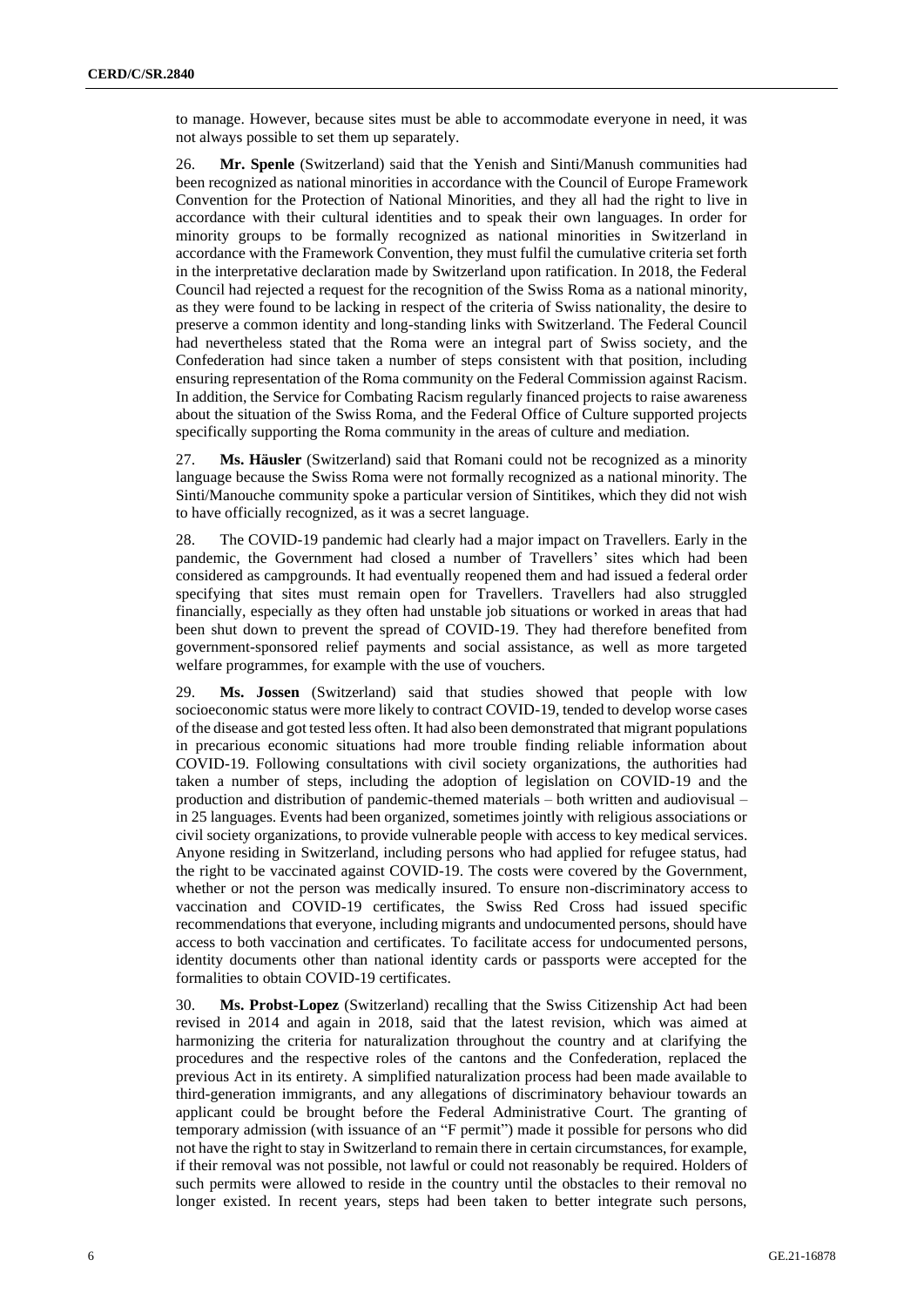to manage. However, because sites must be able to accommodate everyone in need, it was not always possible to set them up separately.

26. **Mr. Spenle** (Switzerland) said that the Yenish and Sinti/Manush communities had been recognized as national minorities in accordance with the Council of Europe Framework Convention for the Protection of National Minorities, and they all had the right to live in accordance with their cultural identities and to speak their own languages. In order for minority groups to be formally recognized as national minorities in Switzerland in accordance with the Framework Convention, they must fulfil the cumulative criteria set forth in the interpretative declaration made by Switzerland upon ratification. In 2018, the Federal Council had rejected a request for the recognition of the Swiss Roma as a national minority, as they were found to be lacking in respect of the criteria of Swiss nationality, the desire to preserve a common identity and long-standing links with Switzerland. The Federal Council had nevertheless stated that the Roma were an integral part of Swiss society, and the Confederation had since taken a number of steps consistent with that position, including ensuring representation of the Roma community on the Federal Commission against Racism. In addition, the Service for Combating Racism regularly financed projects to raise awareness about the situation of the Swiss Roma, and the Federal Office of Culture supported projects specifically supporting the Roma community in the areas of culture and mediation.

27. **Ms. Häusler** (Switzerland) said that Romani could not be recognized as a minority language because the Swiss Roma were not formally recognized as a national minority. The Sinti/Manouche community spoke a particular version of Sintitikes, which they did not wish to have officially recognized, as it was a secret language.

28. The COVID-19 pandemic had clearly had a major impact on Travellers. Early in the pandemic, the Government had closed a number of Travellers' sites which had been considered as campgrounds. It had eventually reopened them and had issued a federal order specifying that sites must remain open for Travellers. Travellers had also struggled financially, especially as they often had unstable job situations or worked in areas that had been shut down to prevent the spread of COVID-19. They had therefore benefited from government-sponsored relief payments and social assistance, as well as more targeted welfare programmes, for example with the use of vouchers.

29. **Ms. Jossen** (Switzerland) said that studies showed that people with low socioeconomic status were more likely to contract COVID-19, tended to develop worse cases of the disease and got tested less often. It had also been demonstrated that migrant populations in precarious economic situations had more trouble finding reliable information about COVID-19. Following consultations with civil society organizations, the authorities had taken a number of steps, including the adoption of legislation on COVID-19 and the production and distribution of pandemic-themed materials – both written and audiovisual – in 25 languages. Events had been organized, sometimes jointly with religious associations or civil society organizations, to provide vulnerable people with access to key medical services. Anyone residing in Switzerland, including persons who had applied for refugee status, had the right to be vaccinated against COVID-19. The costs were covered by the Government, whether or not the person was medically insured. To ensure non-discriminatory access to vaccination and COVID-19 certificates, the Swiss Red Cross had issued specific recommendations that everyone, including migrants and undocumented persons, should have access to both vaccination and certificates. To facilitate access for undocumented persons, identity documents other than national identity cards or passports were accepted for the formalities to obtain COVID-19 certificates.

30. **Ms. Probst-Lopez** (Switzerland) recalling that the Swiss Citizenship Act had been revised in 2014 and again in 2018, said that the latest revision, which was aimed at harmonizing the criteria for naturalization throughout the country and at clarifying the procedures and the respective roles of the cantons and the Confederation, replaced the previous Act in its entirety. A simplified naturalization process had been made available to third-generation immigrants, and any allegations of discriminatory behaviour towards an applicant could be brought before the Federal Administrative Court. The granting of temporary admission (with issuance of an "F permit") made it possible for persons who did not have the right to stay in Switzerland to remain there in certain circumstances, for example, if their removal was not possible, not lawful or could not reasonably be required. Holders of such permits were allowed to reside in the country until the obstacles to their removal no longer existed. In recent years, steps had been taken to better integrate such persons,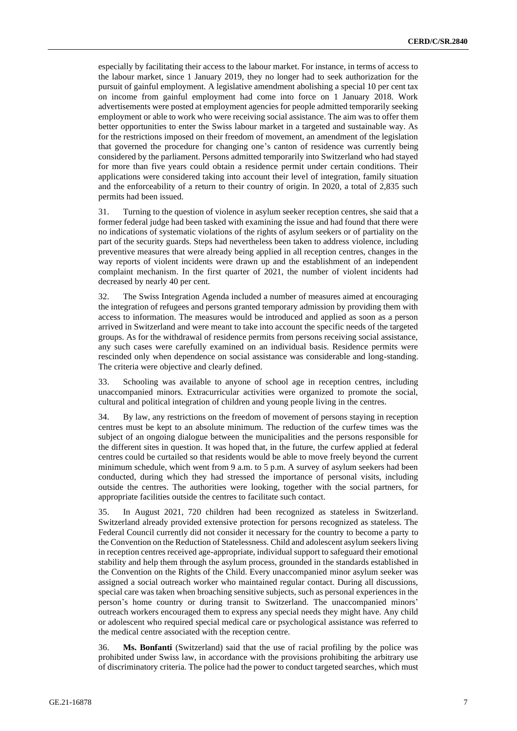especially by facilitating their access to the labour market. For instance, in terms of access to the labour market, since 1 January 2019, they no longer had to seek authorization for the pursuit of gainful employment. A legislative amendment abolishing a special 10 per cent tax on income from gainful employment had come into force on 1 January 2018. Work advertisements were posted at employment agencies for people admitted temporarily seeking employment or able to work who were receiving social assistance. The aim was to offer them better opportunities to enter the Swiss labour market in a targeted and sustainable way. As for the restrictions imposed on their freedom of movement, an amendment of the legislation that governed the procedure for changing one's canton of residence was currently being considered by the parliament. Persons admitted temporarily into Switzerland who had stayed for more than five years could obtain a residence permit under certain conditions. Their applications were considered taking into account their level of integration, family situation and the enforceability of a return to their country of origin. In 2020, a total of 2,835 such permits had been issued.

31. Turning to the question of violence in asylum seeker reception centres, she said that a former federal judge had been tasked with examining the issue and had found that there were no indications of systematic violations of the rights of asylum seekers or of partiality on the part of the security guards. Steps had nevertheless been taken to address violence, including preventive measures that were already being applied in all reception centres, changes in the way reports of violent incidents were drawn up and the establishment of an independent complaint mechanism. In the first quarter of 2021, the number of violent incidents had decreased by nearly 40 per cent.

32. The Swiss Integration Agenda included a number of measures aimed at encouraging the integration of refugees and persons granted temporary admission by providing them with access to information. The measures would be introduced and applied as soon as a person arrived in Switzerland and were meant to take into account the specific needs of the targeted groups. As for the withdrawal of residence permits from persons receiving social assistance, any such cases were carefully examined on an individual basis. Residence permits were rescinded only when dependence on social assistance was considerable and long-standing. The criteria were objective and clearly defined.

33. Schooling was available to anyone of school age in reception centres, including unaccompanied minors. Extracurricular activities were organized to promote the social, cultural and political integration of children and young people living in the centres.

34. By law, any restrictions on the freedom of movement of persons staying in reception centres must be kept to an absolute minimum. The reduction of the curfew times was the subject of an ongoing dialogue between the municipalities and the persons responsible for the different sites in question. It was hoped that, in the future, the curfew applied at federal centres could be curtailed so that residents would be able to move freely beyond the current minimum schedule, which went from 9 a.m. to 5 p.m. A survey of asylum seekers had been conducted, during which they had stressed the importance of personal visits, including outside the centres. The authorities were looking, together with the social partners, for appropriate facilities outside the centres to facilitate such contact.

35. In August 2021, 720 children had been recognized as stateless in Switzerland. Switzerland already provided extensive protection for persons recognized as stateless. The Federal Council currently did not consider it necessary for the country to become a party to the Convention on the Reduction of Statelessness. Child and adolescent asylum seekers living in reception centres received age-appropriate, individual support to safeguard their emotional stability and help them through the asylum process, grounded in the standards established in the Convention on the Rights of the Child. Every unaccompanied minor asylum seeker was assigned a social outreach worker who maintained regular contact. During all discussions, special care was taken when broaching sensitive subjects, such as personal experiences in the person's home country or during transit to Switzerland. The unaccompanied minors' outreach workers encouraged them to express any special needs they might have. Any child or adolescent who required special medical care or psychological assistance was referred to the medical centre associated with the reception centre.

36. **Ms. Bonfanti** (Switzerland) said that the use of racial profiling by the police was prohibited under Swiss law, in accordance with the provisions prohibiting the arbitrary use of discriminatory criteria. The police had the power to conduct targeted searches, which must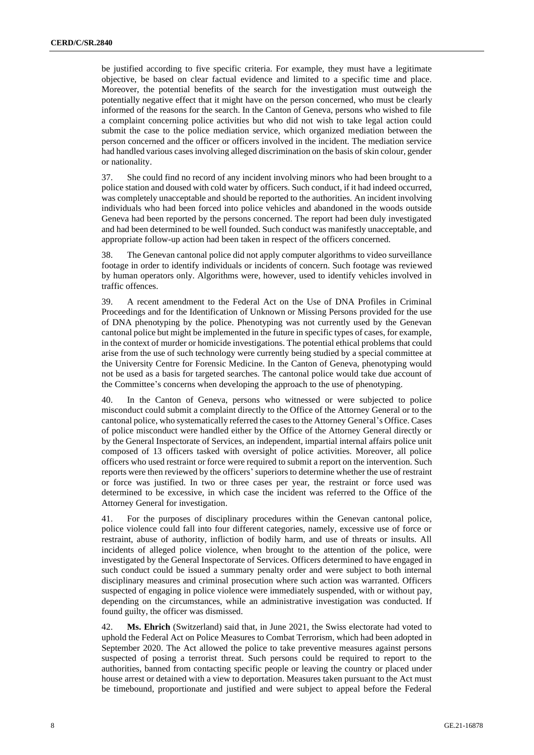be justified according to five specific criteria. For example, they must have a legitimate objective, be based on clear factual evidence and limited to a specific time and place. Moreover, the potential benefits of the search for the investigation must outweigh the potentially negative effect that it might have on the person concerned, who must be clearly informed of the reasons for the search. In the Canton of Geneva, persons who wished to file a complaint concerning police activities but who did not wish to take legal action could submit the case to the police mediation service, which organized mediation between the person concerned and the officer or officers involved in the incident. The mediation service had handled various cases involving alleged discrimination on the basis of skin colour, gender or nationality.

37. She could find no record of any incident involving minors who had been brought to a police station and doused with cold water by officers. Such conduct, if it had indeed occurred, was completely unacceptable and should be reported to the authorities. An incident involving individuals who had been forced into police vehicles and abandoned in the woods outside Geneva had been reported by the persons concerned. The report had been duly investigated and had been determined to be well founded. Such conduct was manifestly unacceptable, and appropriate follow-up action had been taken in respect of the officers concerned.

38. The Genevan cantonal police did not apply computer algorithms to video surveillance footage in order to identify individuals or incidents of concern. Such footage was reviewed by human operators only. Algorithms were, however, used to identify vehicles involved in traffic offences.

39. A recent amendment to the Federal Act on the Use of DNA Profiles in Criminal Proceedings and for the Identification of Unknown or Missing Persons provided for the use of DNA phenotyping by the police. Phenotyping was not currently used by the Genevan cantonal police but might be implemented in the future in specific types of cases, for example, in the context of murder or homicide investigations. The potential ethical problems that could arise from the use of such technology were currently being studied by a special committee at the University Centre for Forensic Medicine. In the Canton of Geneva, phenotyping would not be used as a basis for targeted searches. The cantonal police would take due account of the Committee's concerns when developing the approach to the use of phenotyping.

40. In the Canton of Geneva, persons who witnessed or were subjected to police misconduct could submit a complaint directly to the Office of the Attorney General or to the cantonal police, who systematically referred the cases to the Attorney General's Office. Cases of police misconduct were handled either by the Office of the Attorney General directly or by the General Inspectorate of Services, an independent, impartial internal affairs police unit composed of 13 officers tasked with oversight of police activities. Moreover, all police officers who used restraint or force were required to submit a report on the intervention. Such reports were then reviewed by the officers' superiors to determine whether the use of restraint or force was justified. In two or three cases per year, the restraint or force used was determined to be excessive, in which case the incident was referred to the Office of the Attorney General for investigation.

41. For the purposes of disciplinary procedures within the Genevan cantonal police, police violence could fall into four different categories, namely, excessive use of force or restraint, abuse of authority, infliction of bodily harm, and use of threats or insults. All incidents of alleged police violence, when brought to the attention of the police, were investigated by the General Inspectorate of Services. Officers determined to have engaged in such conduct could be issued a summary penalty order and were subject to both internal disciplinary measures and criminal prosecution where such action was warranted. Officers suspected of engaging in police violence were immediately suspended, with or without pay, depending on the circumstances, while an administrative investigation was conducted. If found guilty, the officer was dismissed.

42. **Ms. Ehrich** (Switzerland) said that, in June 2021, the Swiss electorate had voted to uphold the Federal Act on Police Measures to Combat Terrorism, which had been adopted in September 2020. The Act allowed the police to take preventive measures against persons suspected of posing a terrorist threat. Such persons could be required to report to the authorities, banned from contacting specific people or leaving the country or placed under house arrest or detained with a view to deportation. Measures taken pursuant to the Act must be timebound, proportionate and justified and were subject to appeal before the Federal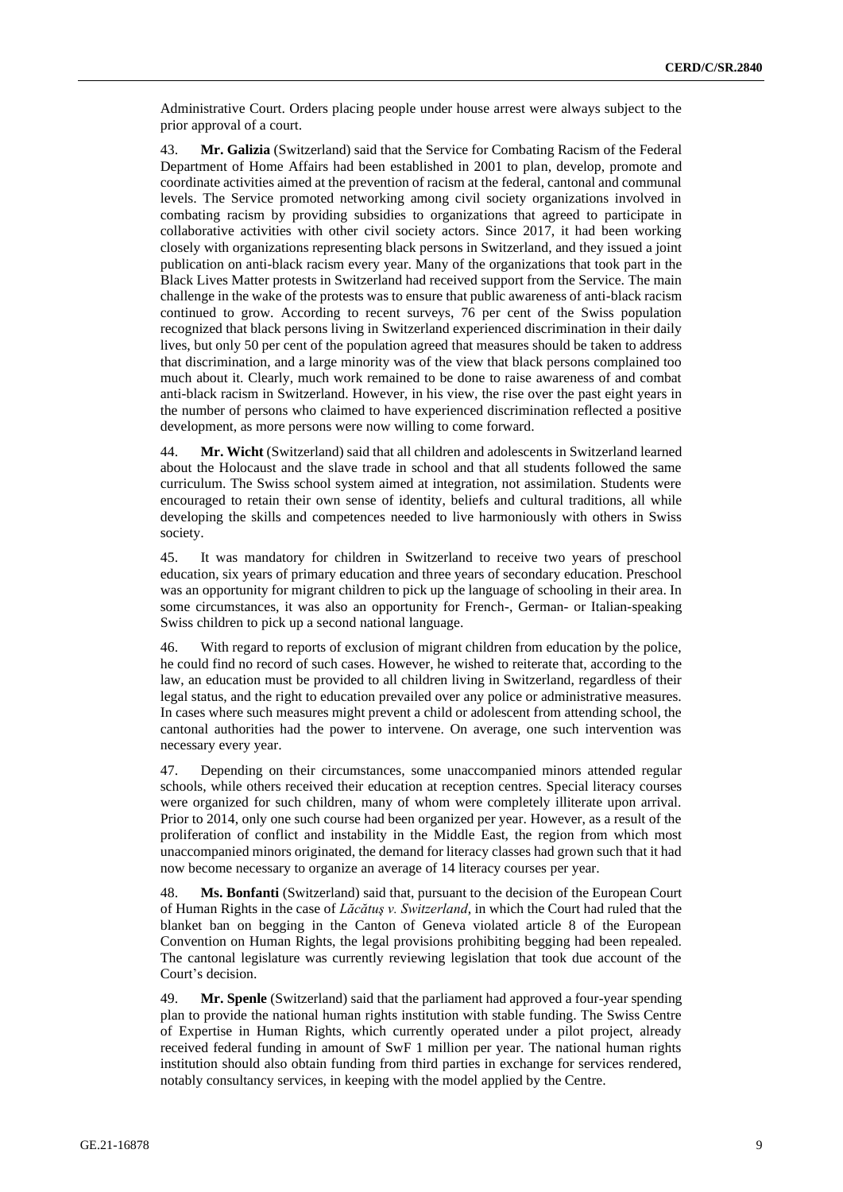Administrative Court. Orders placing people under house arrest were always subject to the prior approval of a court.

43. **Mr. Galizia** (Switzerland) said that the Service for Combating Racism of the Federal Department of Home Affairs had been established in 2001 to plan, develop, promote and coordinate activities aimed at the prevention of racism at the federal, cantonal and communal levels. The Service promoted networking among civil society organizations involved in combating racism by providing subsidies to organizations that agreed to participate in collaborative activities with other civil society actors. Since 2017, it had been working closely with organizations representing black persons in Switzerland, and they issued a joint publication on anti-black racism every year. Many of the organizations that took part in the Black Lives Matter protests in Switzerland had received support from the Service. The main challenge in the wake of the protests was to ensure that public awareness of anti-black racism continued to grow. According to recent surveys, 76 per cent of the Swiss population recognized that black persons living in Switzerland experienced discrimination in their daily lives, but only 50 per cent of the population agreed that measures should be taken to address that discrimination, and a large minority was of the view that black persons complained too much about it. Clearly, much work remained to be done to raise awareness of and combat anti-black racism in Switzerland. However, in his view, the rise over the past eight years in the number of persons who claimed to have experienced discrimination reflected a positive development, as more persons were now willing to come forward.

44. **Mr. Wicht** (Switzerland) said that all children and adolescents in Switzerland learned about the Holocaust and the slave trade in school and that all students followed the same curriculum. The Swiss school system aimed at integration, not assimilation. Students were encouraged to retain their own sense of identity, beliefs and cultural traditions, all while developing the skills and competences needed to live harmoniously with others in Swiss society.

45. It was mandatory for children in Switzerland to receive two years of preschool education, six years of primary education and three years of secondary education. Preschool was an opportunity for migrant children to pick up the language of schooling in their area. In some circumstances, it was also an opportunity for French-, German- or Italian-speaking Swiss children to pick up a second national language.

46. With regard to reports of exclusion of migrant children from education by the police, he could find no record of such cases. However, he wished to reiterate that, according to the law, an education must be provided to all children living in Switzerland, regardless of their legal status, and the right to education prevailed over any police or administrative measures. In cases where such measures might prevent a child or adolescent from attending school, the cantonal authorities had the power to intervene. On average, one such intervention was necessary every year.

47. Depending on their circumstances, some unaccompanied minors attended regular schools, while others received their education at reception centres. Special literacy courses were organized for such children, many of whom were completely illiterate upon arrival. Prior to 2014, only one such course had been organized per year. However, as a result of the proliferation of conflict and instability in the Middle East, the region from which most unaccompanied minors originated, the demand for literacy classes had grown such that it had now become necessary to organize an average of 14 literacy courses per year.

48. **Ms. Bonfanti** (Switzerland) said that, pursuant to the decision of the European Court of Human Rights in the case of *Lăcătuş v. Switzerland*, in which the Court had ruled that the blanket ban on begging in the Canton of Geneva violated article 8 of the European Convention on Human Rights, the legal provisions prohibiting begging had been repealed. The cantonal legislature was currently reviewing legislation that took due account of the Court's decision.

49. **Mr. Spenle** (Switzerland) said that the parliament had approved a four-year spending plan to provide the national human rights institution with stable funding. The Swiss Centre of Expertise in Human Rights, which currently operated under a pilot project, already received federal funding in amount of SwF 1 million per year. The national human rights institution should also obtain funding from third parties in exchange for services rendered, notably consultancy services, in keeping with the model applied by the Centre.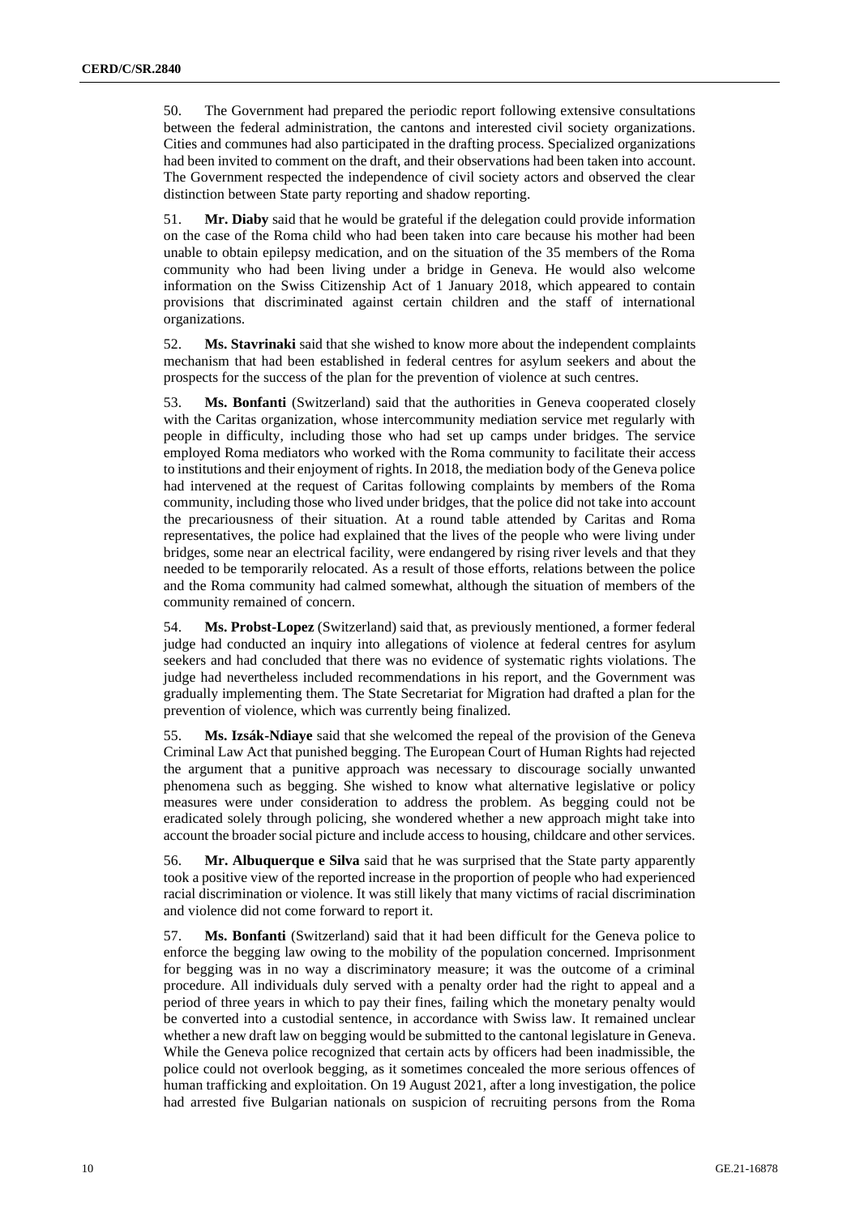50. The Government had prepared the periodic report following extensive consultations between the federal administration, the cantons and interested civil society organizations. Cities and communes had also participated in the drafting process. Specialized organizations had been invited to comment on the draft, and their observations had been taken into account. The Government respected the independence of civil society actors and observed the clear distinction between State party reporting and shadow reporting.

51. **Mr. Diaby** said that he would be grateful if the delegation could provide information on the case of the Roma child who had been taken into care because his mother had been unable to obtain epilepsy medication, and on the situation of the 35 members of the Roma community who had been living under a bridge in Geneva. He would also welcome information on the Swiss Citizenship Act of 1 January 2018, which appeared to contain provisions that discriminated against certain children and the staff of international organizations.

52. **Ms. Stavrinaki** said that she wished to know more about the independent complaints mechanism that had been established in federal centres for asylum seekers and about the prospects for the success of the plan for the prevention of violence at such centres.

53. **Ms. Bonfanti** (Switzerland) said that the authorities in Geneva cooperated closely with the Caritas organization, whose intercommunity mediation service met regularly with people in difficulty, including those who had set up camps under bridges. The service employed Roma mediators who worked with the Roma community to facilitate their access to institutions and their enjoyment of rights. In 2018, the mediation body of the Geneva police had intervened at the request of Caritas following complaints by members of the Roma community, including those who lived under bridges, that the police did not take into account the precariousness of their situation. At a round table attended by Caritas and Roma representatives, the police had explained that the lives of the people who were living under bridges, some near an electrical facility, were endangered by rising river levels and that they needed to be temporarily relocated. As a result of those efforts, relations between the police and the Roma community had calmed somewhat, although the situation of members of the community remained of concern.

54. **Ms. Probst-Lopez** (Switzerland) said that, as previously mentioned, a former federal judge had conducted an inquiry into allegations of violence at federal centres for asylum seekers and had concluded that there was no evidence of systematic rights violations. The judge had nevertheless included recommendations in his report, and the Government was gradually implementing them. The State Secretariat for Migration had drafted a plan for the prevention of violence, which was currently being finalized.

55. **Ms. Izsák-Ndiaye** said that she welcomed the repeal of the provision of the Geneva Criminal Law Act that punished begging. The European Court of Human Rights had rejected the argument that a punitive approach was necessary to discourage socially unwanted phenomena such as begging. She wished to know what alternative legislative or policy measures were under consideration to address the problem. As begging could not be eradicated solely through policing, she wondered whether a new approach might take into account the broader social picture and include access to housing, childcare and other services.

56. **Mr. Albuquerque e Silva** said that he was surprised that the State party apparently took a positive view of the reported increase in the proportion of people who had experienced racial discrimination or violence. It was still likely that many victims of racial discrimination and violence did not come forward to report it.

57. **Ms. Bonfanti** (Switzerland) said that it had been difficult for the Geneva police to enforce the begging law owing to the mobility of the population concerned. Imprisonment for begging was in no way a discriminatory measure; it was the outcome of a criminal procedure. All individuals duly served with a penalty order had the right to appeal and a period of three years in which to pay their fines, failing which the monetary penalty would be converted into a custodial sentence, in accordance with Swiss law. It remained unclear whether a new draft law on begging would be submitted to the cantonal legislature in Geneva. While the Geneva police recognized that certain acts by officers had been inadmissible, the police could not overlook begging, as it sometimes concealed the more serious offences of human trafficking and exploitation. On 19 August 2021, after a long investigation, the police had arrested five Bulgarian nationals on suspicion of recruiting persons from the Roma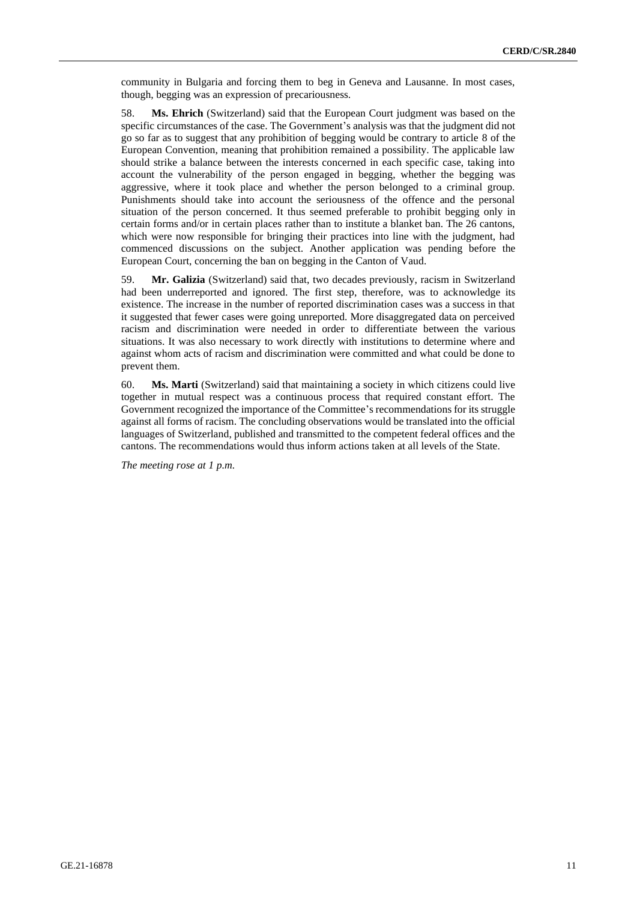community in Bulgaria and forcing them to beg in Geneva and Lausanne. In most cases, though, begging was an expression of precariousness.

58. **Ms. Ehrich** (Switzerland) said that the European Court judgment was based on the specific circumstances of the case. The Government's analysis was that the judgment did not go so far as to suggest that any prohibition of begging would be contrary to article 8 of the European Convention, meaning that prohibition remained a possibility. The applicable law should strike a balance between the interests concerned in each specific case, taking into account the vulnerability of the person engaged in begging, whether the begging was aggressive, where it took place and whether the person belonged to a criminal group. Punishments should take into account the seriousness of the offence and the personal situation of the person concerned. It thus seemed preferable to prohibit begging only in certain forms and/or in certain places rather than to institute a blanket ban. The 26 cantons, which were now responsible for bringing their practices into line with the judgment, had commenced discussions on the subject. Another application was pending before the European Court, concerning the ban on begging in the Canton of Vaud.

59. **Mr. Galizia** (Switzerland) said that, two decades previously, racism in Switzerland had been underreported and ignored. The first step, therefore, was to acknowledge its existence. The increase in the number of reported discrimination cases was a success in that it suggested that fewer cases were going unreported. More disaggregated data on perceived racism and discrimination were needed in order to differentiate between the various situations. It was also necessary to work directly with institutions to determine where and against whom acts of racism and discrimination were committed and what could be done to prevent them.

60. **Ms. Marti** (Switzerland) said that maintaining a society in which citizens could live together in mutual respect was a continuous process that required constant effort. The Government recognized the importance of the Committee's recommendations for its struggle against all forms of racism. The concluding observations would be translated into the official languages of Switzerland, published and transmitted to the competent federal offices and the cantons. The recommendations would thus inform actions taken at all levels of the State.

*The meeting rose at 1 p.m.*